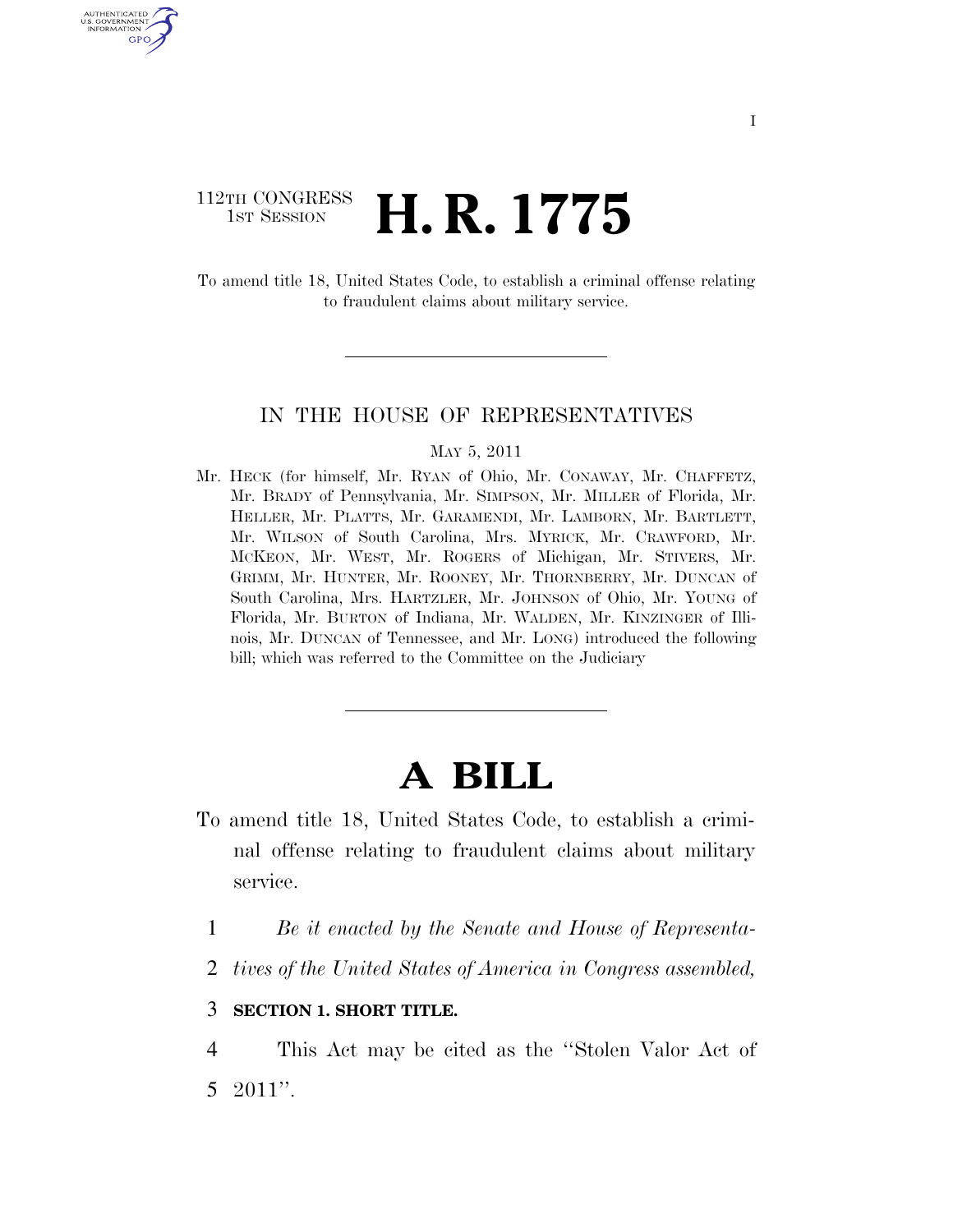112TH CONGRESS
1ST SESSION

# H. R. 1775

To amend title 18, United States Code, to establish a criminal offense relating to fraudulent claims about military service.

---

IN THE HOUSE OF REPRESENTATIVES

MAY 5, 2011

Mr. HECK (for himself, Mr. RYAN of Ohio, Mr. CONAWAY, Mr. CHAFFETZ, Mr. BRADY of Pennsylvania, Mr. SIMPSON, Mr. MILLER of Florida, Mr. HELLER, Mr. PLATTS, Mr. GARAMENDI, Mr. LAMBORN, Mr. BARTLETT, Mr. WILSON of South Carolina, Mrs. MYRICK, Mr. CRAWFORD, Mr. MCKEON, Mr. WEST, Mr. ROGERS of Michigan, Mr. STIVERS, Mr. GRIMM, Mr. HUNTER, Mr. ROONEY, Mr. THORNBERRY, Mr. DUNCAN of South Carolina, Mrs. HARTZLER, Mr. JOHNSON of Ohio, Mr. YOUNG of Florida, Mr. BURTON of Indiana, Mr. WALDEN, Mr. KINZINGER of Illinois, Mr. DUNCAN of Tennessee, and Mr. LONG) introduced the following bill; which was referred to the Committee on the Judiciary

---

# A BILL

To amend title 18, United States Code, to establish a criminal offense relating to fraudulent claims about military service.

1 *Be it enacted by the Senate and House of Representa-*
2 *tives of the United States of America in Congress assembled,*

3 **SECTION 1. SHORT TITLE.**

4 This Act may be cited as the "Stolen Valor Act of
5 2011".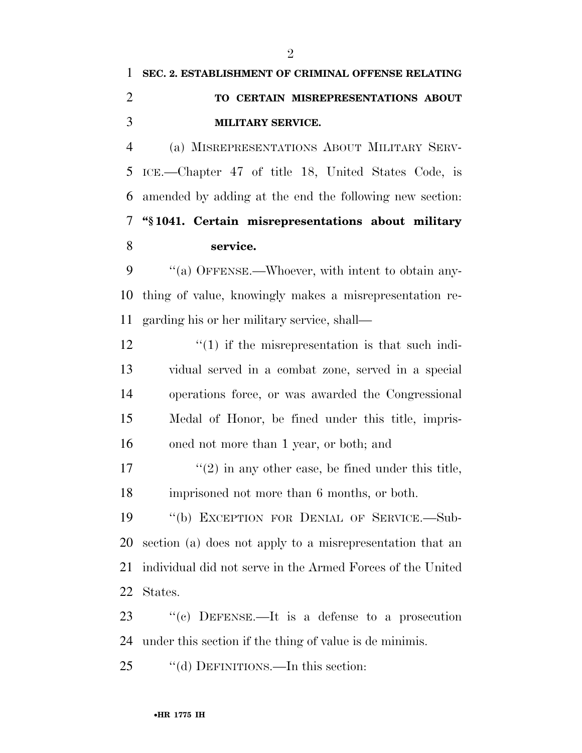**SEC. 2. ESTABLISHMENT OF CRIMINAL OFFENSE RELATING TO CERTAIN MISREPRESENTATIONS ABOUT MILITARY SERVICE.**

(a) MISREPRESENTATIONS ABOUT MILITARY SERVICE.—Chapter 47 of title 18, United States Code, is amended by adding at the end the following new section:

**"§ 1041. Certain misrepresentations about military service.**

"(a) OFFENSE.—Whoever, with intent to obtain anything of value, knowingly makes a misrepresentation regarding his or her military service, shall—

"(1) if the misrepresentation is that such individual served in a combat zone, served in a special operations force, or was awarded the Congressional Medal of Honor, be fined under this title, imprisoned not more than 1 year, or both; and

"(2) in any other case, be fined under this title, imprisoned not more than 6 months, or both.

"(b) EXCEPTION FOR DENIAL OF SERVICE.—Subsection (a) does not apply to a misrepresentation that an individual did not serve in the Armed Forces of the United States.

"(c) DEFENSE.—It is a defense to a prosecution under this section if the thing of value is de minimis.

"(d) DEFINITIONS.—In this section: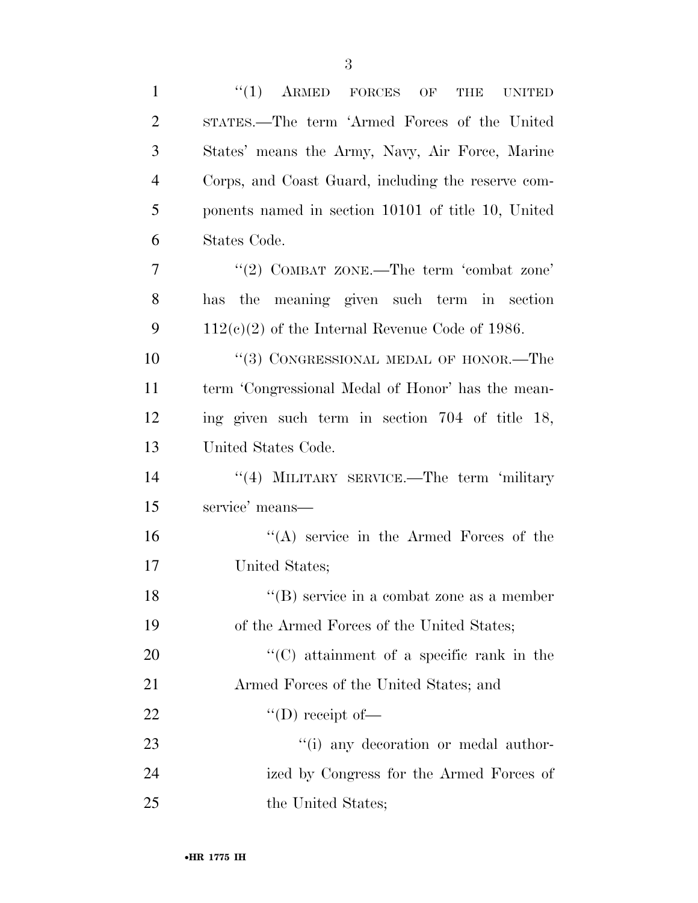''(1) ARMED FORCES OF THE UNITED STATES.—The term 'Armed Forces of the United States' means the Army, Navy, Air Force, Marine Corps, and Coast Guard, including the reserve components named in section 10101 of title 10, United States Code.

''(2) COMBAT ZONE.—The term 'combat zone' has the meaning given such term in section 112(c)(2) of the Internal Revenue Code of 1986.

''(3) CONGRESSIONAL MEDAL OF HONOR.—The term 'Congressional Medal of Honor' has the meaning given such term in section 704 of title 18, United States Code.

''(4) MILITARY SERVICE.—The term 'military service' means—

''(A) service in the Armed Forces of the United States;

''(B) service in a combat zone as a member of the Armed Forces of the United States;

''(C) attainment of a specific rank in the Armed Forces of the United States; and

''(D) receipt of—

''(i) any decoration or medal authorized by Congress for the Armed Forces of the United States;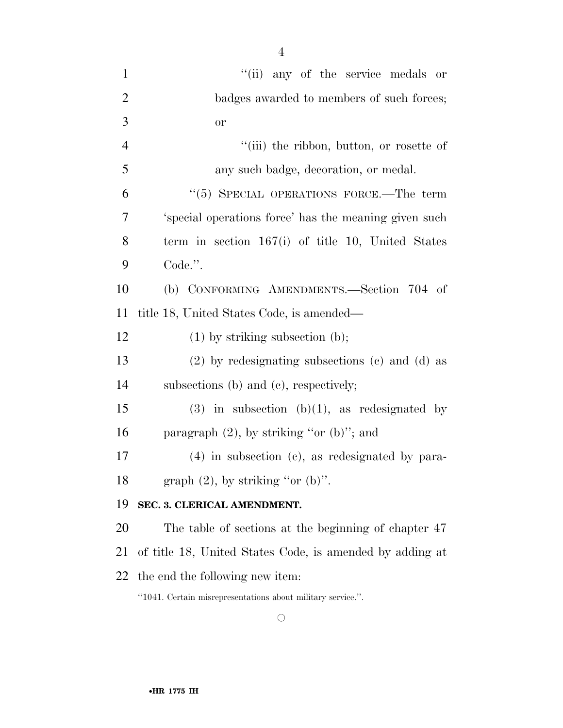''(ii) any of the service medals or badges awarded to members of such forces; or

''(iii) the ribbon, button, or rosette of any such badge, decoration, or medal.

''(5) SPECIAL OPERATIONS FORCE.—The term 'special operations force' has the meaning given such term in section 167(i) of title 10, United States Code.''.

(b) CONFORMING AMENDMENTS.—Section 704 of title 18, United States Code, is amended—

(1) by striking subsection (b);

(2) by redesignating subsections (c) and (d) as subsections (b) and (c), respectively;

(3) in subsection (b)(1), as redesignated by paragraph (2), by striking ''or (b)''; and

(4) in subsection (c), as redesignated by paragraph (2), by striking ''or (b)''.

**SEC. 3. CLERICAL AMENDMENT.**

The table of sections at the beginning of chapter 47 of title 18, United States Code, is amended by adding at the end the following new item:

''1041. Certain misrepresentations about military service.''.